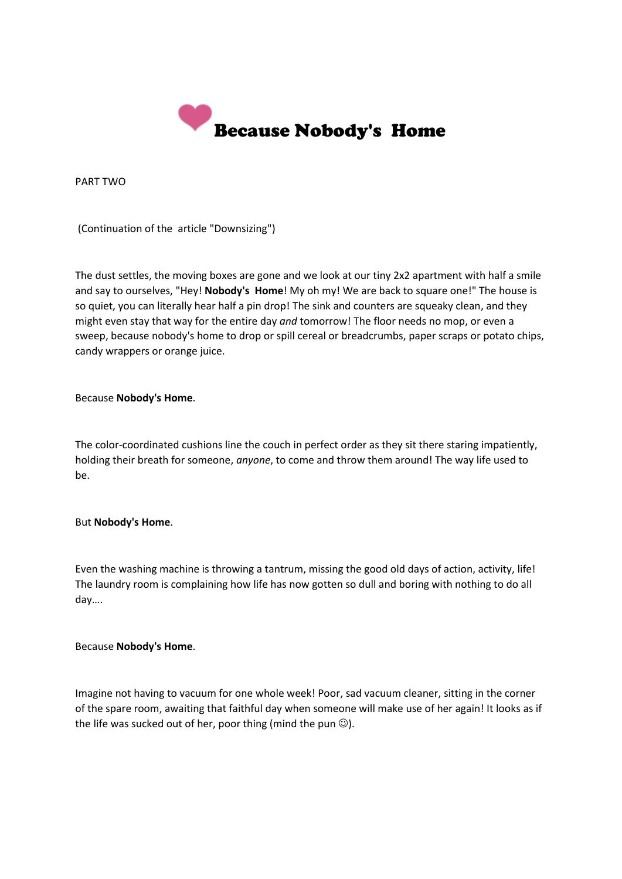# ❤ Because Nobody's  Home

PART TWO

(Continuation of the  article "Downsizing")

The dust settles, the moving boxes are gone and we look at our tiny 2x2 apartment with half a smile and say to ourselves, "Hey! **Nobody's  Home**! My oh my! We are back to square one!" The house is so quiet, you can literally hear half a pin drop! The sink and counters are squeaky clean, and they might even stay that way for the entire day *and* tomorrow! The floor needs no mop, or even a sweep, because nobody's home to drop or spill cereal or breadcrumbs, paper scraps or potato chips, candy wrappers or orange juice.

Because **Nobody's Home**.

The color-coordinated cushions line the couch in perfect order as they sit there staring impatiently, holding their breath for someone, *anyone*, to come and throw them around! The way life used to be.

But **Nobody's Home**.

Even the washing machine is throwing a tantrum, missing the good old days of action, activity, life! The laundry room is complaining how life has now gotten so dull and boring with nothing to do all day….

Because **Nobody's Home**.

Imagine not having to vacuum for one whole week! Poor, sad vacuum cleaner, sitting in the corner of the spare room, awaiting that faithful day when someone will make use of her again! It looks as if the life was sucked out of her, poor thing (mind the pun ☺).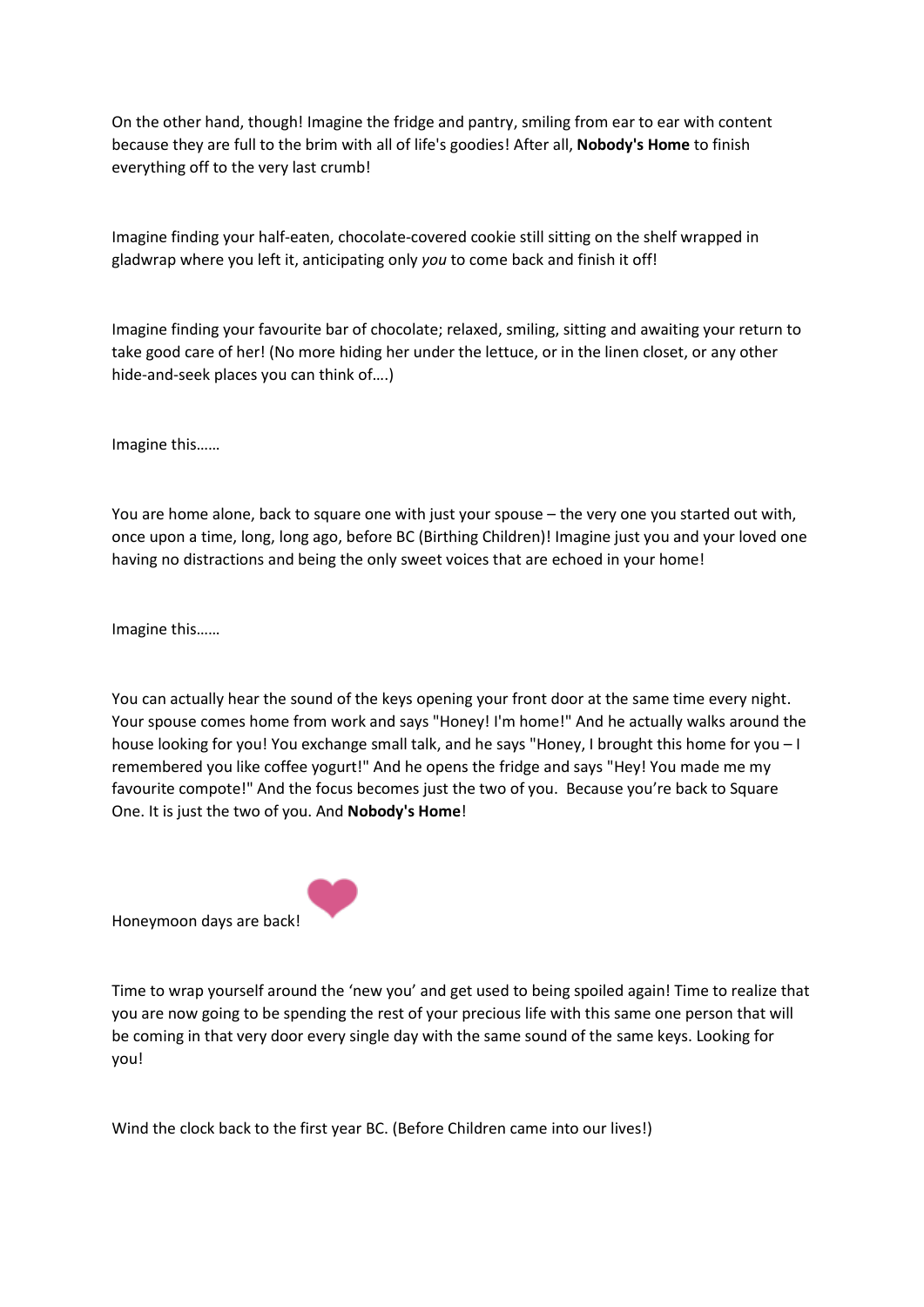On the other hand, though! Imagine the fridge and pantry, smiling from ear to ear with content because they are full to the brim with all of life's goodies! After all, **Nobody's Home** to finish everything off to the very last crumb!

Imagine finding your half-eaten, chocolate-covered cookie still sitting on the shelf wrapped in gladwrap where you left it, anticipating only *you* to come back and finish it off!

Imagine finding your favourite bar of chocolate; relaxed, smiling, sitting and awaiting your return to take good care of her! (No more hiding her under the lettuce, or in the linen closet, or any other hide-and-seek places you can think of….)

Imagine this……

You are home alone, back to square one with just your spouse – the very one you started out with, once upon a time, long, long ago, before BC (Birthing Children)! Imagine just you and your loved one having no distractions and being the only sweet voices that are echoed in your home!

Imagine this……

You can actually hear the sound of the keys opening your front door at the same time every night. Your spouse comes home from work and says "Honey! I'm home!" And he actually walks around the house looking for you! You exchange small talk, and he says "Honey, I brought this home for you – I remembered you like coffee yogurt!" And he opens the fridge and says "Hey! You made me my favourite compote!" And the focus becomes just the two of you. Because you're back to Square One. It is just the two of you. And **Nobody's Home**!

Honeymoon days are back!

Time to wrap yourself around the 'new you' and get used to being spoiled again! Time to realize that you are now going to be spending the rest of your precious life with this same one person that will be coming in that very door every single day with the same sound of the same keys. Looking for you!

Wind the clock back to the first year BC. (Before Children came into our lives!)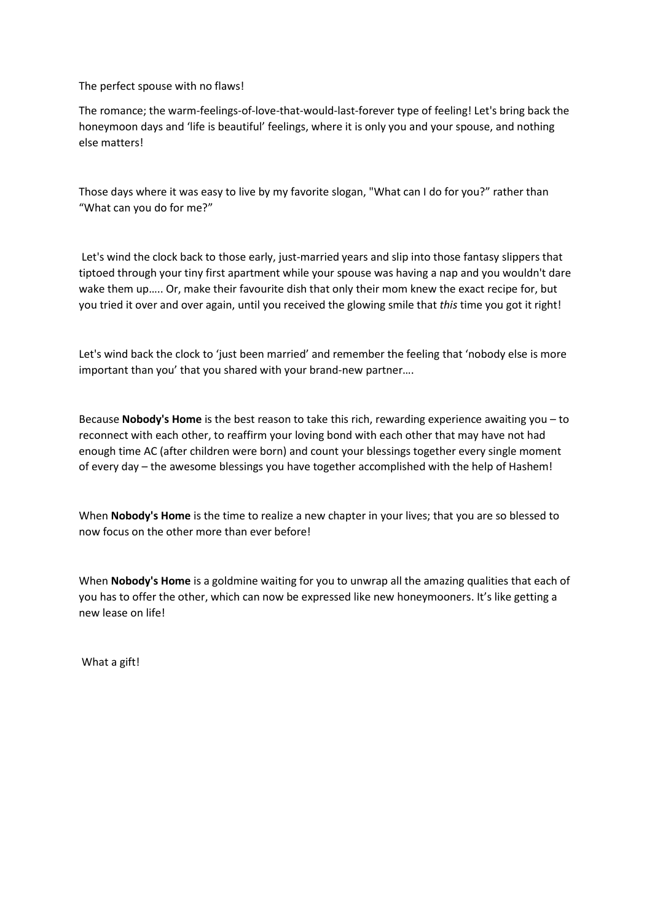The perfect spouse with no flaws!

The romance; the warm-feelings-of-love-that-would-last-forever type of feeling! Let's bring back the honeymoon days and 'life is beautiful' feelings, where it is only you and your spouse, and nothing else matters!

Those days where it was easy to live by my favorite slogan, "What can I do for you?" rather than "What can you do for me?"

Let's wind the clock back to those early, just-married years and slip into those fantasy slippers that tiptoed through your tiny first apartment while your spouse was having a nap and you wouldn't dare wake them up….. Or, make their favourite dish that only their mom knew the exact recipe for, but you tried it over and over again, until you received the glowing smile that *this* time you got it right!

Let's wind back the clock to 'just been married' and remember the feeling that 'nobody else is more important than you' that you shared with your brand-new partner….

Because **Nobody's Home** is the best reason to take this rich, rewarding experience awaiting you – to reconnect with each other, to reaffirm your loving bond with each other that may have not had enough time AC (after children were born) and count your blessings together every single moment of every day – the awesome blessings you have together accomplished with the help of Hashem!

When **Nobody's Home** is the time to realize a new chapter in your lives; that you are so blessed to now focus on the other more than ever before!

When **Nobody's Home** is a goldmine waiting for you to unwrap all the amazing qualities that each of you has to offer the other, which can now be expressed like new honeymooners. It's like getting a new lease on life!

What a gift!